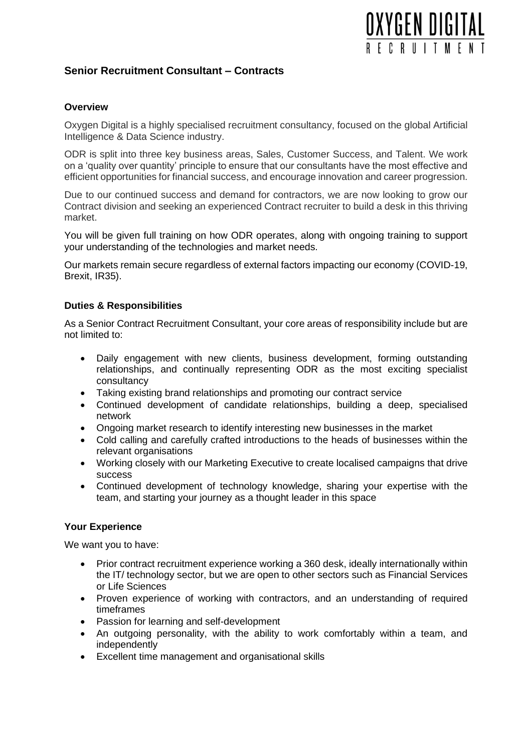# Senior Recruitment Consultant – Contracts

### Overview

Oxygen Digital is a highly specialised recruitment consultancy, focused on the global Artificial Intelligence & Data Science industry.

ODR is split into three key business areas, Sales, Customer Success, and Talent. We work on a 'quality over quantity' principle to ensure that our consultants have the most effective and efficient opportunities for financial success, and encourage innovation and career progression.

Due to our continued success and demand for contractors, we are now looking to grow our Contract division and seeking an experienced Contract recruiter to build a desk in this thriving market.

You will be given full training on how ODR operates, along with ongoing training to support your understanding of the technologies and market needs.

Our markets remain secure regardless of external factors impacting our economy (COVID-19, Brexit, IR35).

### Duties & Responsibilities

As a Senior Contract Recruitment Consultant, your core areas of responsibility include but are not limited to:

- Daily engagement with new clients, business development, forming outstanding relationships, and continually representing ODR as the most exciting specialist consultancy
- Taking existing brand relationships and promoting our contract service
- Continued development of candidate relationships, building a deep, specialised network
- Ongoing market research to identify interesting new businesses in the market
- Cold calling and carefully crafted introductions to the heads of businesses within the relevant organisations
- Working closely with our Marketing Executive to create localised campaigns that drive success
- Continued development of technology knowledge, sharing your expertise with the team, and starting your journey as a thought leader in this space

### Your Experience

We want you to have:

- Prior contract recruitment experience working a 360 desk, ideally internationally within the IT/ technology sector, but we are open to other sectors such as Financial Services or Life Sciences
- Proven experience of working with contractors, and an understanding of required timeframes
- Passion for learning and self-development
- An outgoing personality, with the ability to work comfortably within a team, and independently
- Excellent time management and organisational skills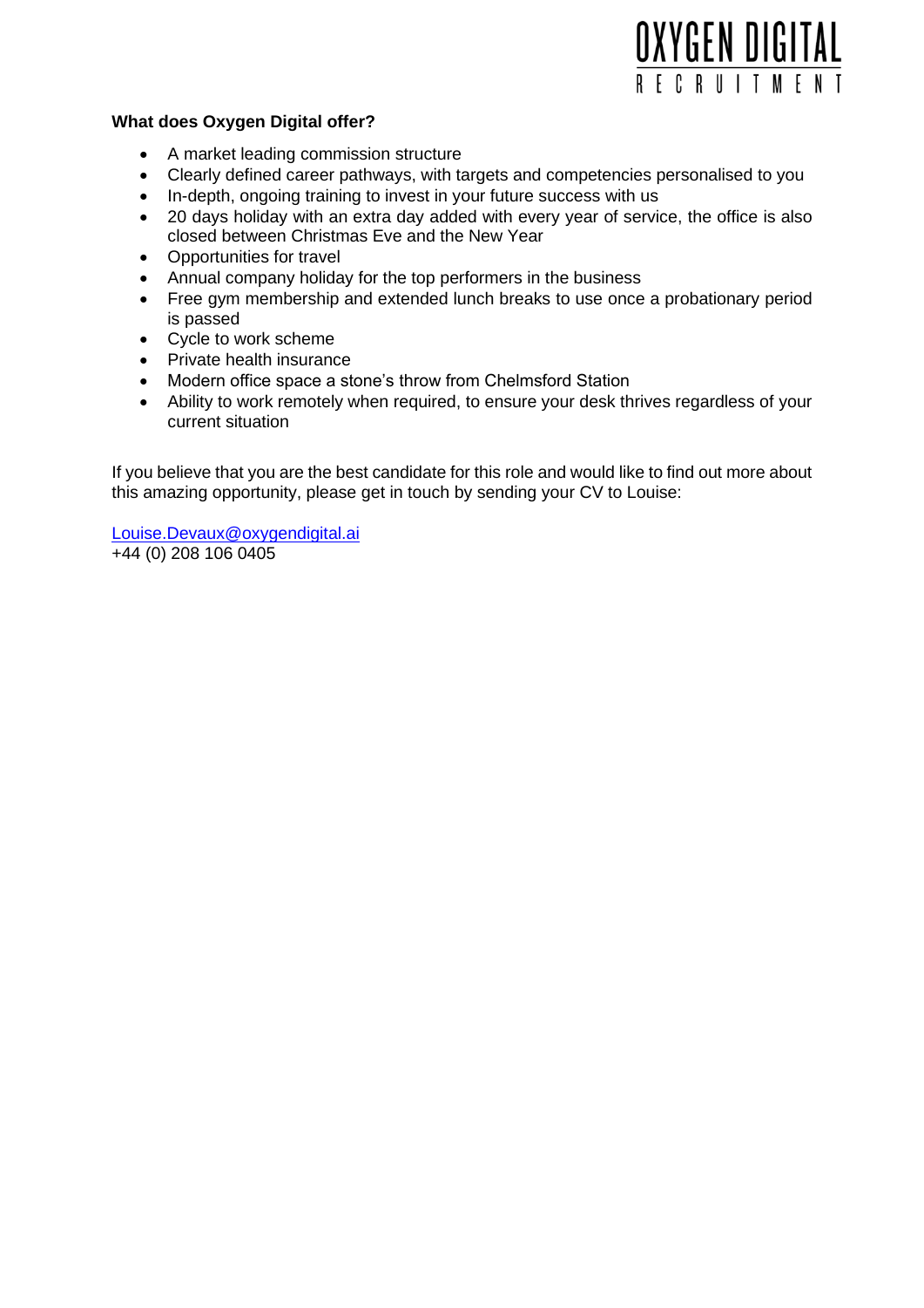**What does Oxygen Digital offer?**

- A market leading commission structure
- Clearly defined career pathways, with targets and competencies personalised to you
- In-depth, ongoing training to invest in your future success with us
- 20 days holiday with an extra day added with every year of service, the office is also closed between Christmas Eve and the New Year
- Opportunities for travel
- Annual company holiday for the top performers in the business
- Free gym membership and extended lunch breaks to use once a probationary period is passed
- Cycle to work scheme
- Private health insurance
- Modern office space a stone's throw from Chelmsford Station
- Ability to work remotely when required, to ensure your desk thrives regardless of your current situation

If you believe that you are the best candidate for this role and would like to find out more about this amazing opportunity, please get in touch by sending your CV to Louise:

Louise.Devaux@oxygendigital.ai
+44 (0) 208 106 0405